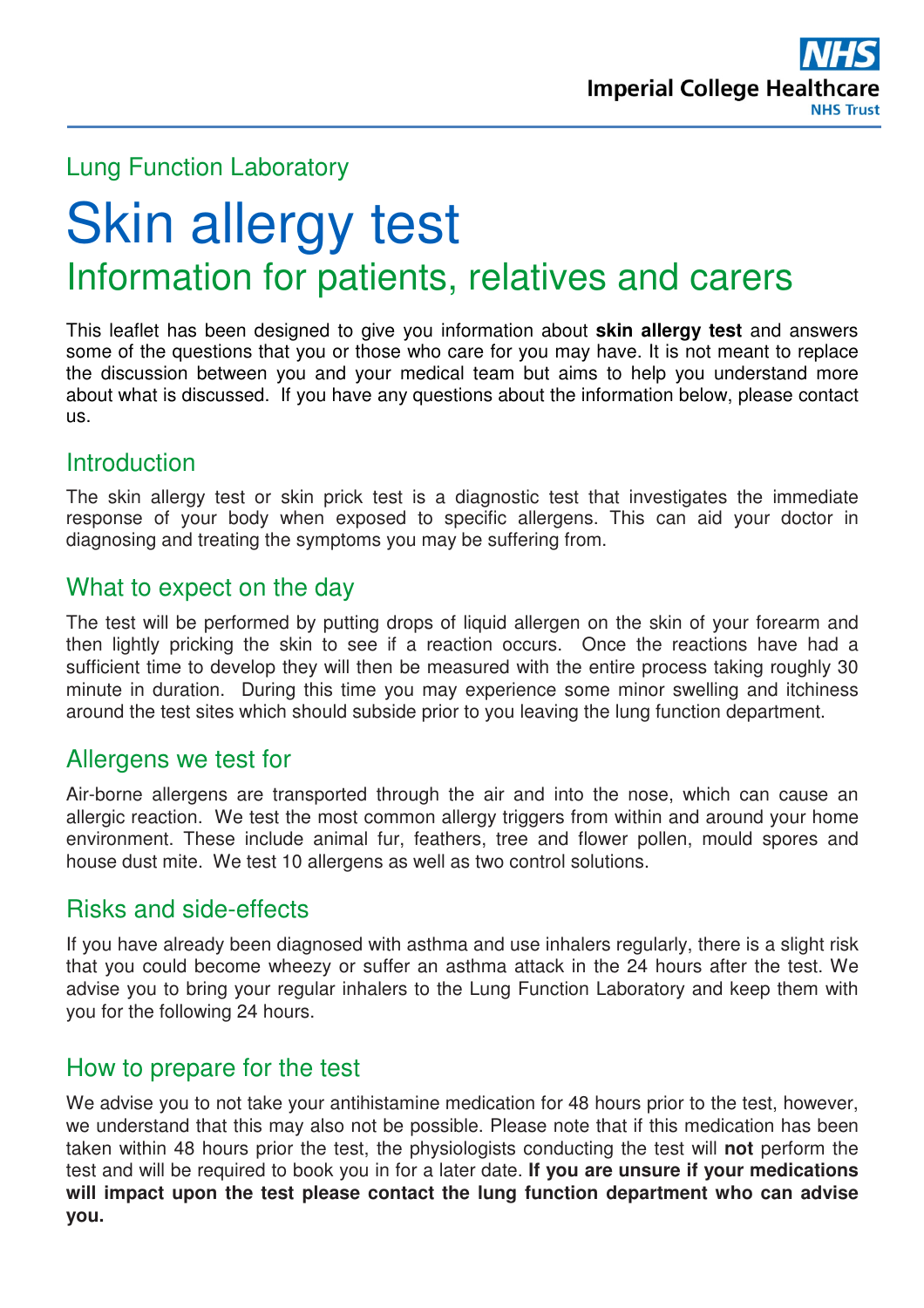Lung Function Laboratory

# Skin allergy test

## Information for patients, relatives and carers

This leaflet has been designed to give you information about **skin allergy test** and answers some of the questions that you or those who care for you may have. It is not meant to replace the discussion between you and your medical team but aims to help you understand more about what is discussed. If you have any questions about the information below, please contact us.

## Introduction

The skin allergy test or skin prick test is a diagnostic test that investigates the immediate response of your body when exposed to specific allergens. This can aid your doctor in diagnosing and treating the symptoms you may be suffering from.

## What to expect on the day

The test will be performed by putting drops of liquid allergen on the skin of your forearm and then lightly pricking the skin to see if a reaction occurs. Once the reactions have had a sufficient time to develop they will then be measured with the entire process taking roughly 30 minute in duration. During this time you may experience some minor swelling and itchiness around the test sites which should subside prior to you leaving the lung function department.

## Allergens we test for

Air-borne allergens are transported through the air and into the nose, which can cause an allergic reaction. We test the most common allergy triggers from within and around your home environment. These include animal fur, feathers, tree and flower pollen, mould spores and house dust mite. We test 10 allergens as well as two control solutions.

## Risks and side-effects

If you have already been diagnosed with asthma and use inhalers regularly, there is a slight risk that you could become wheezy or suffer an asthma attack in the 24 hours after the test. We advise you to bring your regular inhalers to the Lung Function Laboratory and keep them with you for the following 24 hours.

## How to prepare for the test

We advise you to not take your antihistamine medication for 48 hours prior to the test, however, we understand that this may also not be possible. Please note that if this medication has been taken within 48 hours prior the test, the physiologists conducting the test will **not** perform the test and will be required to book you in for a later date. **If you are unsure if your medications will impact upon the test please contact the lung function department who can advise you.**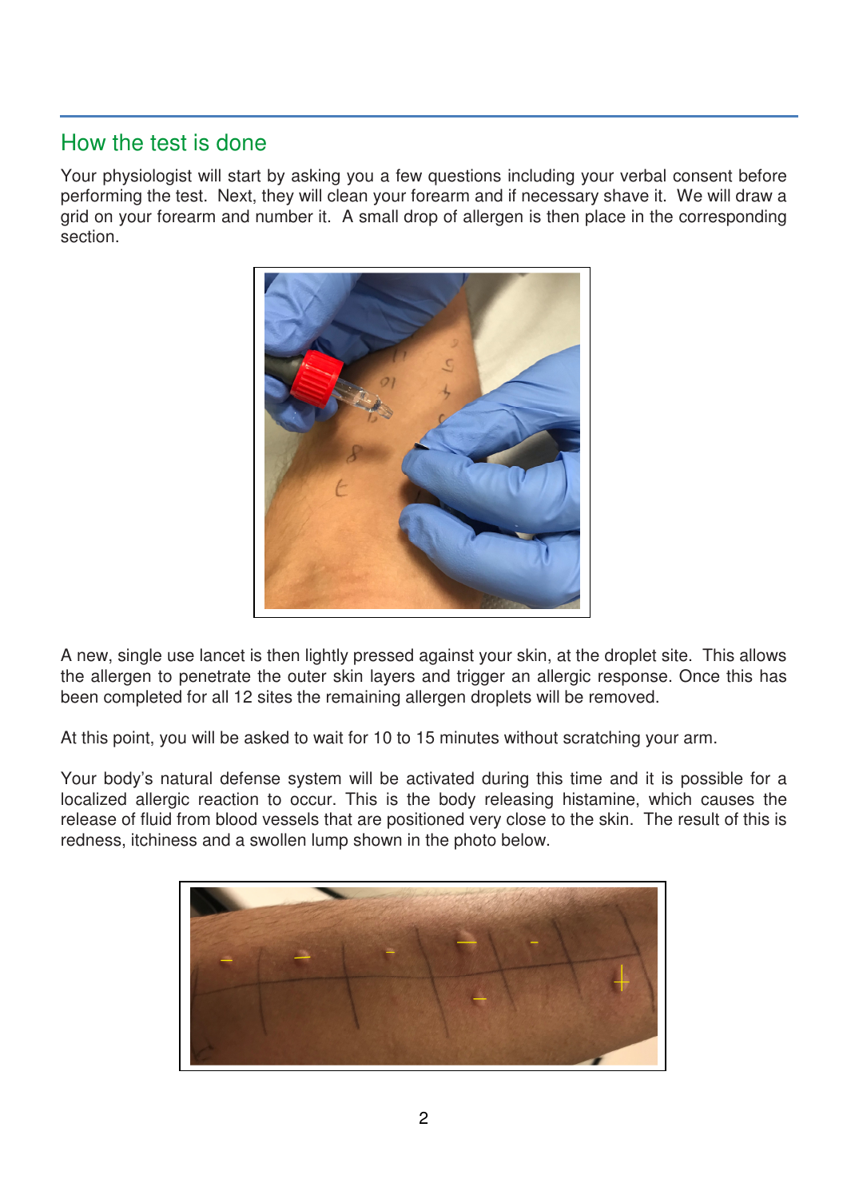## How the test is done

Your physiologist will start by asking you a few questions including your verbal consent before performing the test. Next, they will clean your forearm and if necessary shave it. We will draw a grid on your forearm and number it. A small drop of allergen is then place in the corresponding section.

A new, single use lancet is then lightly pressed against your skin, at the droplet site. This allows the allergen to penetrate the outer skin layers and trigger an allergic response. Once this has been completed for all 12 sites the remaining allergen droplets will be removed.

At this point, you will be asked to wait for 10 to 15 minutes without scratching your arm.

Your body's natural defense system will be activated during this time and it is possible for a localized allergic reaction to occur. This is the body releasing histamine, which causes the release of fluid from blood vessels that are positioned very close to the skin. The result of this is redness, itchiness and a swollen lump shown in the photo below.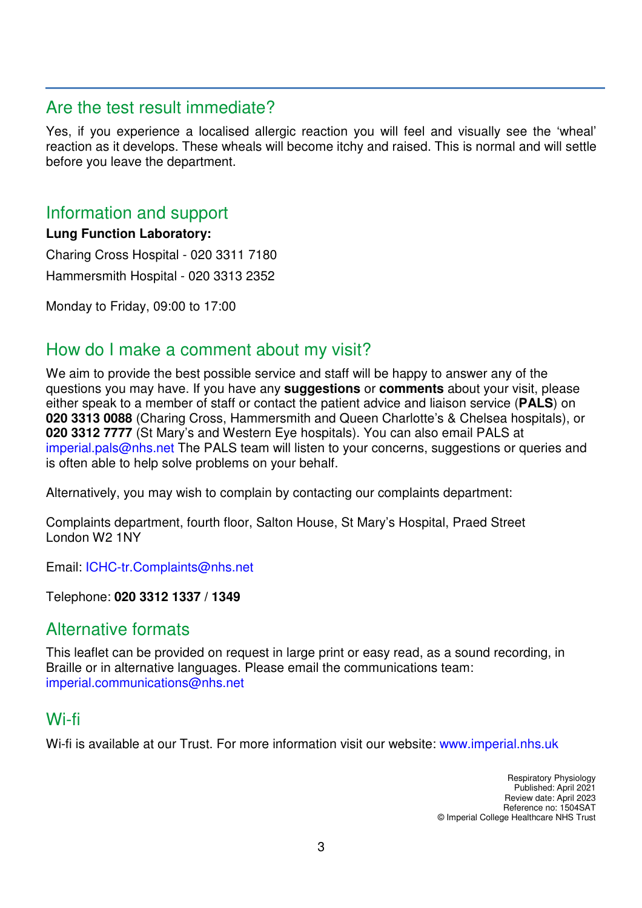## Are the test result immediate?

Yes, if you experience a localised allergic reaction you will feel and visually see the 'wheal' reaction as it develops. These wheals will become itchy and raised. This is normal and will settle before you leave the department.

## Information and support

**Lung Function Laboratory:**

Charing Cross Hospital - 020 3311 7180

Hammersmith Hospital - 020 3313 2352

Monday to Friday, 09:00 to 17:00

## How do I make a comment about my visit?

We aim to provide the best possible service and staff will be happy to answer any of the questions you may have. If you have any **suggestions** or **comments** about your visit, please either speak to a member of staff or contact the patient advice and liaison service (**PALS**) on **020 3313 0088** (Charing Cross, Hammersmith and Queen Charlotte's & Chelsea hospitals), or **020 3312 7777** (St Mary's and Western Eye hospitals). You can also email PALS at imperial.pals@nhs.net The PALS team will listen to your concerns, suggestions or queries and is often able to help solve problems on your behalf.

Alternatively, you may wish to complain by contacting our complaints department:

Complaints department, fourth floor, Salton House, St Mary's Hospital, Praed Street
London W2 1NY

Email: ICHC-tr.Complaints@nhs.net

Telephone: **020 3312 1337** / **1349**

## Alternative formats

This leaflet can be provided on request in large print or easy read, as a sound recording, in Braille or in alternative languages. Please email the communications team: imperial.communications@nhs.net

## Wi-fi

Wi-fi is available at our Trust. For more information visit our website: www.imperial.nhs.uk

Respiratory Physiology
Published: April 2021
Review date: April 2023
Reference no: 1504SAT
© Imperial College Healthcare NHS Trust